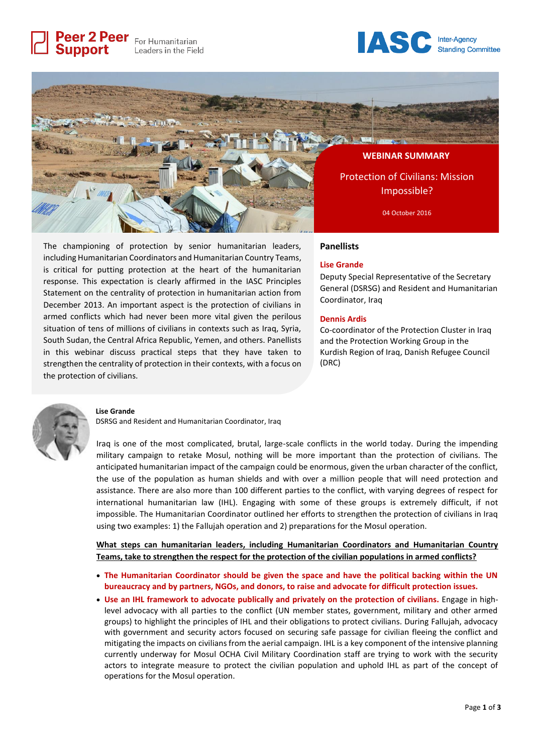Peer 2 Peer Support — For Humanitarian Leaders in the Field

IASC Inter-Agency Standing Committee

# WEBINAR SUMMARY

## Protection of Civilians: Mission Impossible?

04 October 2016

The championing of protection by senior humanitarian leaders, including Humanitarian Coordinators and Humanitarian Country Teams, is critical for putting protection at the heart of the humanitarian response. This expectation is clearly affirmed in the IASC Principles Statement on the centrality of protection in humanitarian action from December 2013. An important aspect is the protection of civilians in armed conflicts which had never been more vital given the perilous situation of tens of millions of civilians in contexts such as Iraq, Syria, South Sudan, the Central Africa Republic, Yemen, and others. Panellists in this webinar discuss practical steps that they have taken to strengthen the centrality of protection in their contexts, with a focus on the protection of civilians.

### Panellists

**Lise Grande**
Deputy Special Representative of the Secretary General (DSRSG) and Resident and Humanitarian Coordinator, Iraq

**Dennis Ardis**
Co-coordinator of the Protection Cluster in Iraq and the Protection Working Group in the Kurdish Region of Iraq, Danish Refugee Council (DRC)

**Lise Grande**
DSRSG and Resident and Humanitarian Coordinator, Iraq

Iraq is one of the most complicated, brutal, large-scale conflicts in the world today. During the impending military campaign to retake Mosul, nothing will be more important than the protection of civilians. The anticipated humanitarian impact of the campaign could be enormous, given the urban character of the conflict, the use of the population as human shields and with over a million people that will need protection and assistance. There are also more than 100 different parties to the conflict, with varying degrees of respect for international humanitarian law (IHL). Engaging with some of these groups is extremely difficult, if not impossible. The Humanitarian Coordinator outlined her efforts to strengthen the protection of civilians in Iraq using two examples: 1) the Fallujah operation and 2) preparations for the Mosul operation.

**What steps can humanitarian leaders, including Humanitarian Coordinators and Humanitarian Country Teams, take to strengthen the respect for the protection of the civilian populations in armed conflicts?**

- **The Humanitarian Coordinator should be given the space and have the political backing within the UN bureaucracy and by partners, NGOs, and donors, to raise and advocate for difficult protection issues.**
- **Use an IHL framework to advocate publically and privately on the protection of civilians.** Engage in high-level advocacy with all parties to the conflict (UN member states, government, military and other armed groups) to highlight the principles of IHL and their obligations to protect civilians. During Fallujah, advocacy with government and security actors focused on securing safe passage for civilian fleeing the conflict and mitigating the impacts on civilians from the aerial campaign. IHL is a key component of the intensive planning currently underway for Mosul OCHA Civil Military Coordination staff are trying to work with the security actors to integrate measure to protect the civilian population and uphold IHL as part of the concept of operations for the Mosul operation.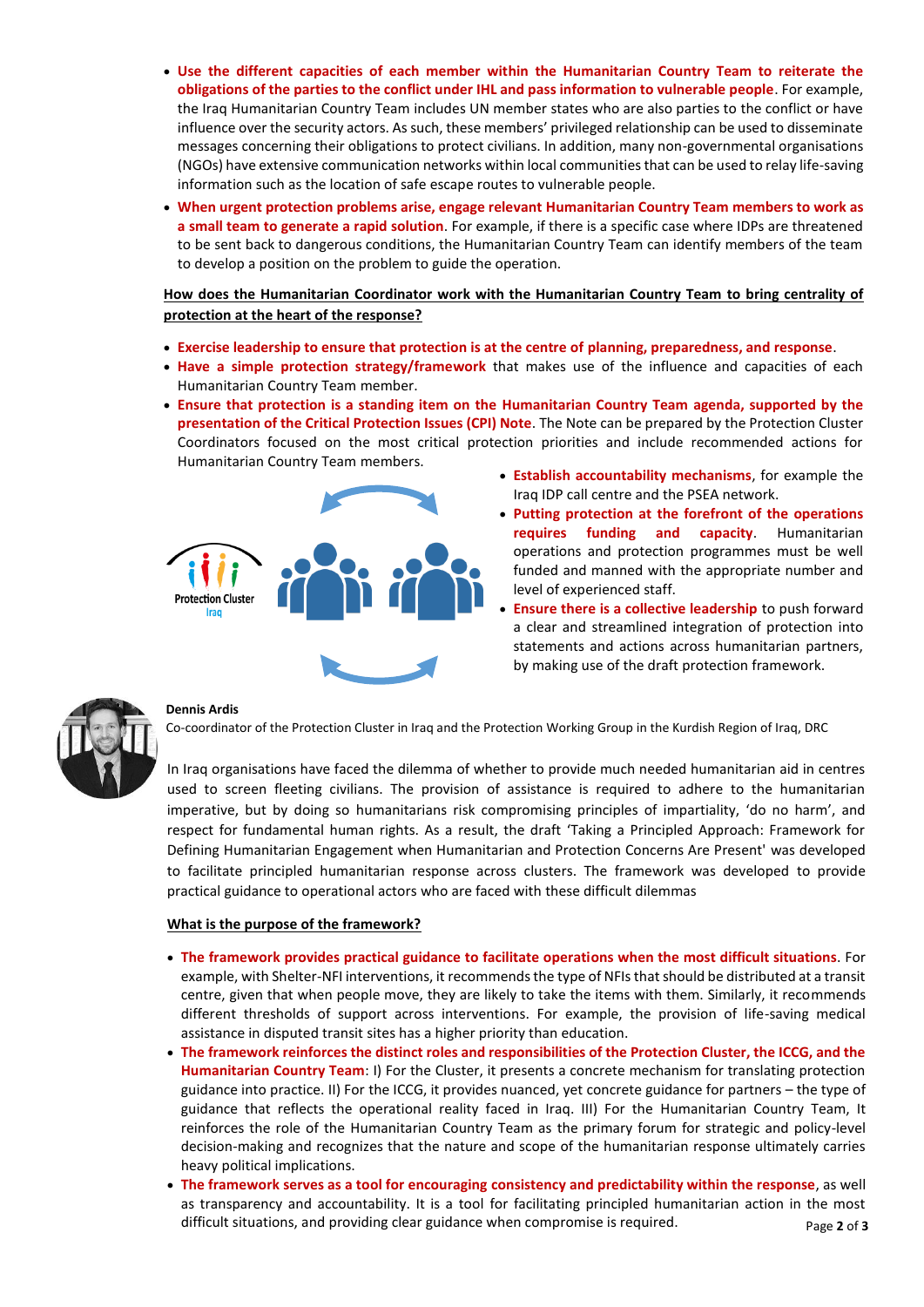- **Use the different capacities of each member within the Humanitarian Country Team to reiterate the obligations of the parties to the conflict under IHL and pass information to vulnerable people**. For example, the Iraq Humanitarian Country Team includes UN member states who are also parties to the conflict or have influence over the security actors. As such, these members' privileged relationship can be used to disseminate messages concerning their obligations to protect civilians. In addition, many non-governmental organisations (NGOs) have extensive communication networks within local communities that can be used to relay life-saving information such as the location of safe escape routes to vulnerable people.
- **When urgent protection problems arise, engage relevant Humanitarian Country Team members to work as a small team to generate a rapid solution**. For example, if there is a specific case where IDPs are threatened to be sent back to dangerous conditions, the Humanitarian Country Team can identify members of the team to develop a position on the problem to guide the operation.

**How does the Humanitarian Coordinator work with the Humanitarian Country Team to bring centrality of protection at the heart of the response?**

- **Exercise leadership to ensure that protection is at the centre of planning, preparedness, and response**.
- **Have a simple protection strategy/framework** that makes use of the influence and capacities of each Humanitarian Country Team member.
- **Ensure that protection is a standing item on the Humanitarian Country Team agenda, supported by the presentation of the Critical Protection Issues (CPI) Note**. The Note can be prepared by the Protection Cluster Coordinators focused on the most critical protection priorities and include recommended actions for Humanitarian Country Team members.
- **Establish accountability mechanisms**, for example the Iraq IDP call centre and the PSEA network.
- **Putting protection at the forefront of the operations requires funding and capacity**. Humanitarian operations and protection programmes must be well funded and manned with the appropriate number and level of experienced staff.
- **Ensure there is a collective leadership** to push forward a clear and streamlined integration of protection into statements and actions across humanitarian partners, by making use of the draft protection framework.

**Dennis Ardis**
Co-coordinator of the Protection Cluster in Iraq and the Protection Working Group in the Kurdish Region of Iraq, DRC

In Iraq organisations have faced the dilemma of whether to provide much needed humanitarian aid in centres used to screen fleeing civilians. The provision of assistance is required to adhere to the humanitarian imperative, but by doing so humanitarians risk compromising principles of impartiality, 'do no harm', and respect for fundamental human rights. As a result, the draft 'Taking a Principled Approach: Framework for Defining Humanitarian Engagement when Humanitarian and Protection Concerns Are Present' was developed to facilitate principled humanitarian response across clusters. The framework was developed to provide practical guidance to operational actors who are faced with these difficult dilemmas

**What is the purpose of the framework?**

- **The framework provides practical guidance to facilitate operations when the most difficult situations**. For example, with Shelter-NFI interventions, it recommends the type of NFIs that should be distributed at a transit centre, given that when people move, they are likely to take the items with them. Similarly, it recommends different thresholds of support across interventions. For example, the provision of life-saving medical assistance in disputed transit sites has a higher priority than education.
- **The framework reinforces the distinct roles and responsibilities of the Protection Cluster, the ICCG, and the Humanitarian Country Team**: I) For the Cluster, it presents a concrete mechanism for translating protection guidance into practice. II) For the ICCG, it provides nuanced, yet concrete guidance for partners – the type of guidance that reflects the operational reality faced in Iraq. III) For the Humanitarian Country Team, It reinforces the role of the Humanitarian Country Team as the primary forum for strategic and policy-level decision-making and recognizes that the nature and scope of the humanitarian response ultimately carries heavy political implications.
- **The framework serves as a tool for encouraging consistency and predictability within the response**, as well as transparency and accountability. It is a tool for facilitating principled humanitarian action in the most difficult situations, and providing clear guidance when compromise is required.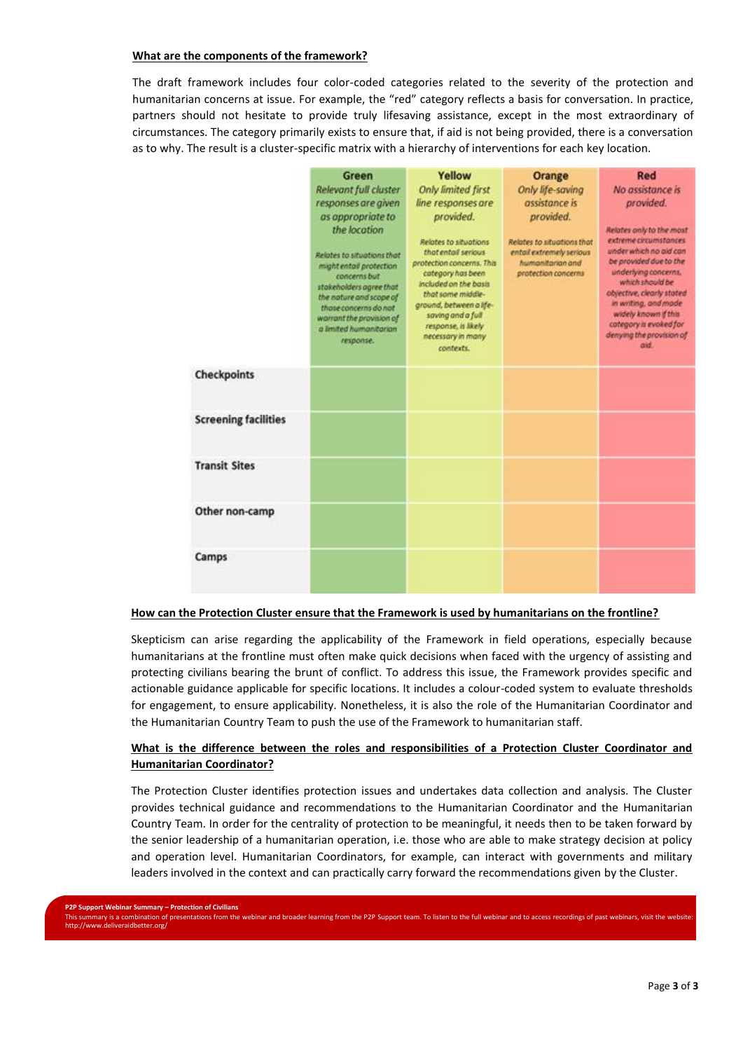**What are the components of the framework?**

The draft framework includes four color-coded categories related to the severity of the protection and humanitarian concerns at issue. For example, the "red" category reflects a basis for conversation. In practice, partners should not hesitate to provide truly lifesaving assistance, except in the most extraordinary of circumstances. The category primarily exists to ensure that, if aid is not being provided, there is a conversation as to why. The result is a cluster-specific matrix with a hierarchy of interventions for each key location.

| | Green<br>*Relevant full cluster responses are given as appropriate to the location*<br>*Relates to situations that might entail protection concerns but stakeholders agree that the nature and scope of those concerns do not warrant the provision of a limited humanitarian response.* | Yellow<br>*Only limited first line responses are provided.*<br>*Relates to situations that entail serious protection concerns. This category has been included on the basis that some middle-ground, between a life-saving and a full response, is likely necessary in many contexts.* | Orange<br>*Only life-saving assistance is provided.*<br>*Relates to situations that entail extremely serious humanitarian and protection concerns* | Red<br>*No assistance is provided.*<br>*Relates only to the most extreme circumstances under which no aid can be provided due to the underlying concerns, which should be objective, clearly stated in writing, and made widely known if this category is evoked for denying the provision of aid.* |
|---|---|---|---|---|
| **Checkpoints** | | | | |
| **Screening facilities** | | | | |
| **Transit Sites** | | | | |
| **Other non-camp** | | | | |
| **Camps** | | | | |

**How can the Protection Cluster ensure that the Framework is used by humanitarians on the frontline?**

Skepticism can arise regarding the applicability of the Framework in field operations, especially because humanitarians at the frontline must often make quick decisions when faced with the urgency of assisting and protecting civilians bearing the brunt of conflict. To address this issue, the Framework provides specific and actionable guidance applicable for specific locations. It includes a colour-coded system to evaluate thresholds for engagement, to ensure applicability. Nonetheless, it is also the role of the Humanitarian Coordinator and the Humanitarian Country Team to push the use of the Framework to humanitarian staff.

**What is the difference between the roles and responsibilities of a Protection Cluster Coordinator and Humanitarian Coordinator?**

The Protection Cluster identifies protection issues and undertakes data collection and analysis. The Cluster provides technical guidance and recommendations to the Humanitarian Coordinator and the Humanitarian Country Team. In order for the centrality of protection to be meaningful, it needs then to be taken forward by the senior leadership of a humanitarian operation, i.e. those who are able to make strategy decision at policy and operation level. Humanitarian Coordinators, for example, can interact with governments and military leaders involved in the context and can practically carry forward the recommendations given by the Cluster.

**P2P Support Webinar Summary – Protection of Civilians**
This summary is a combination of presentations from the webinar and broader learning from the P2P Support team. To listen to the full webinar and to access recordings of past webinars, visit the website: http://www.deliveraidbetter.org/